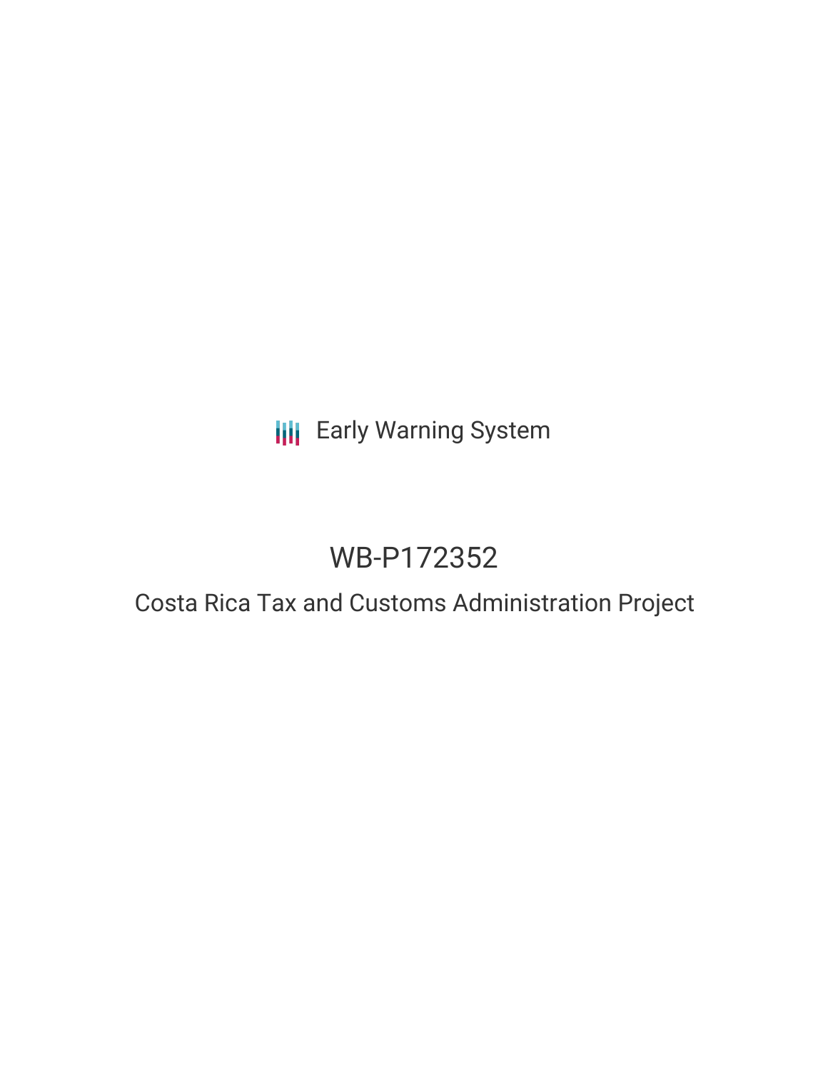Early Warning System

# WB-P172352

## Costa Rica Tax and Customs Administration Project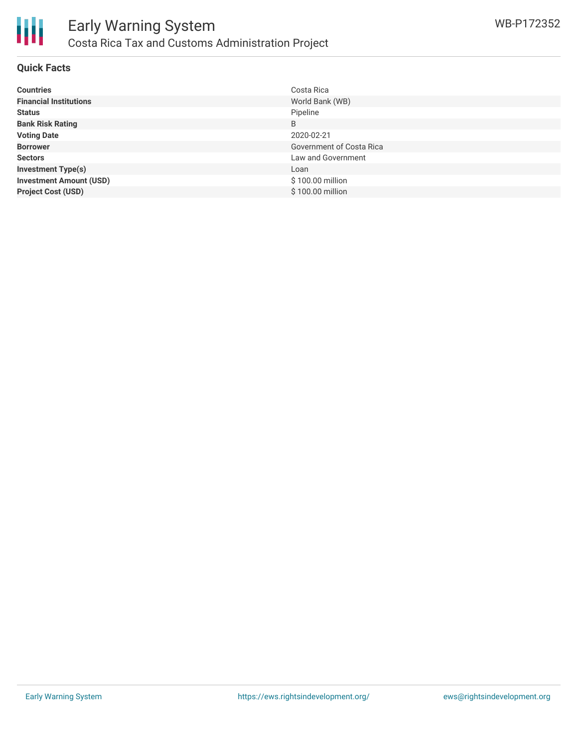## Quick Facts

| | |
|---|---|
| **Countries** | Costa Rica |
| **Financial Institutions** | World Bank (WB) |
| **Status** | Pipeline |
| **Bank Risk Rating** | B |
| **Voting Date** | 2020-02-21 |
| **Borrower** | Government of Costa Rica |
| **Sectors** | Law and Government |
| **Investment Type(s)** | Loan |
| **Investment Amount (USD)** | $ 100.00 million |
| **Project Cost (USD)** | $ 100.00 million |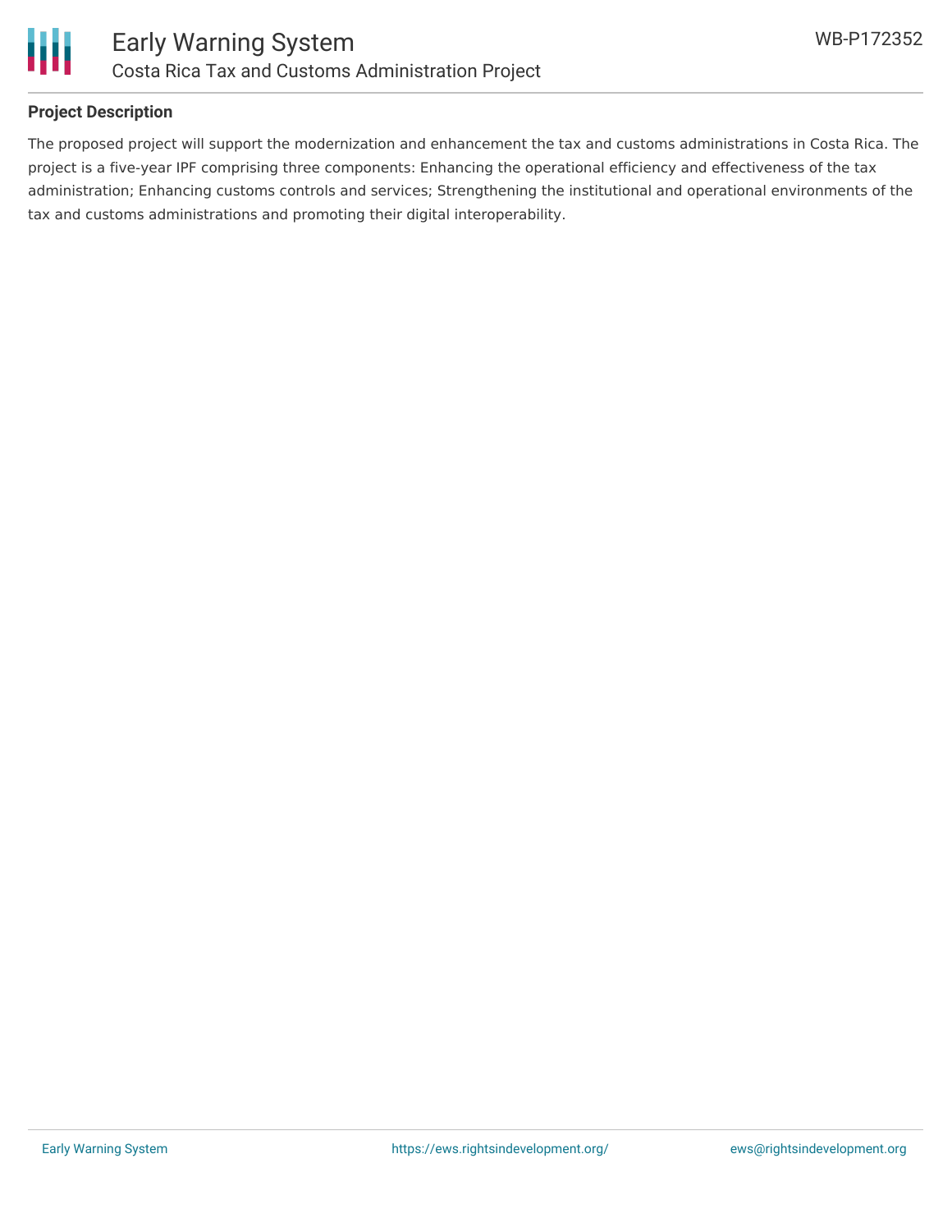## Project Description

The proposed project will support the modernization and enhancement the tax and customs administrations in Costa Rica. The project is a five-year IPF comprising three components: Enhancing the operational efficiency and effectiveness of the tax administration; Enhancing customs controls and services; Strengthening the institutional and operational environments of the tax and customs administrations and promoting their digital interoperability.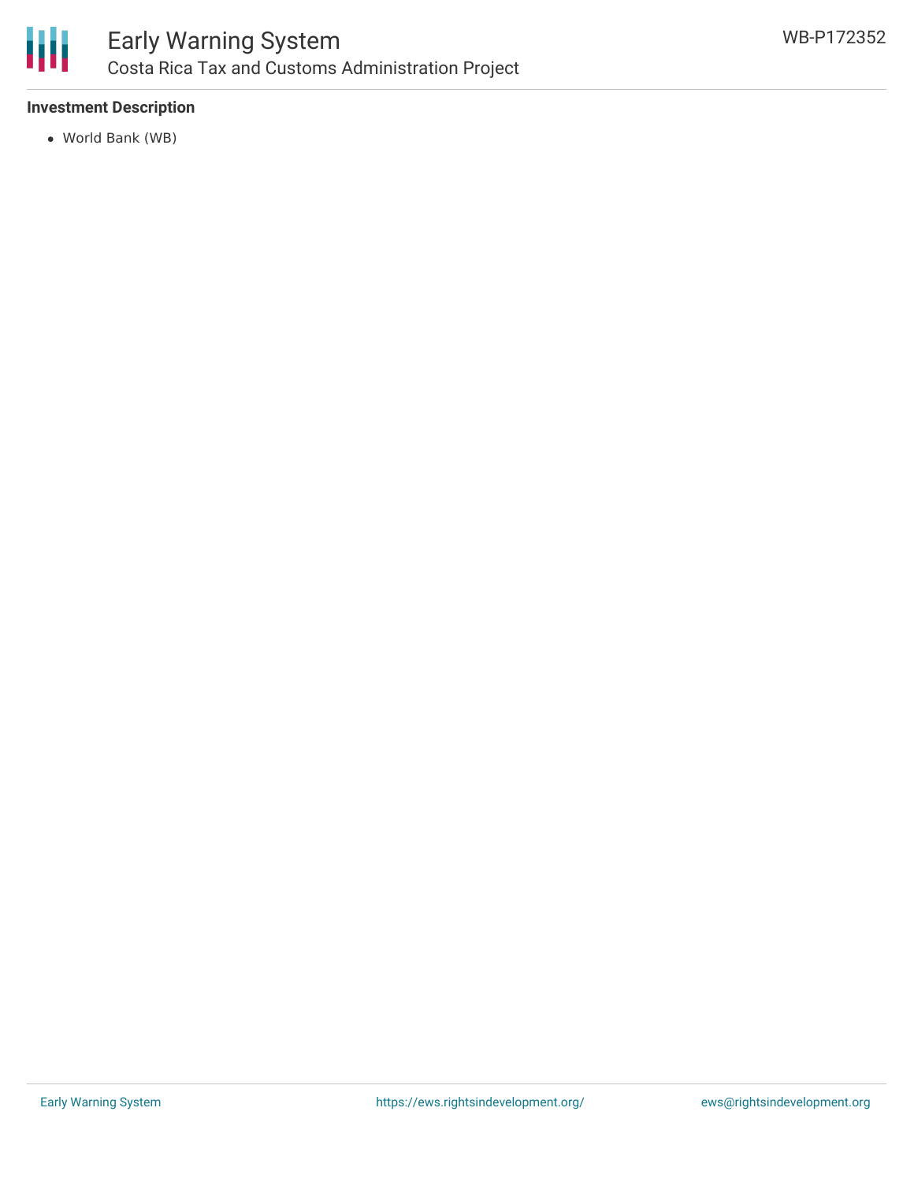**Investment Description**

- World Bank (WB)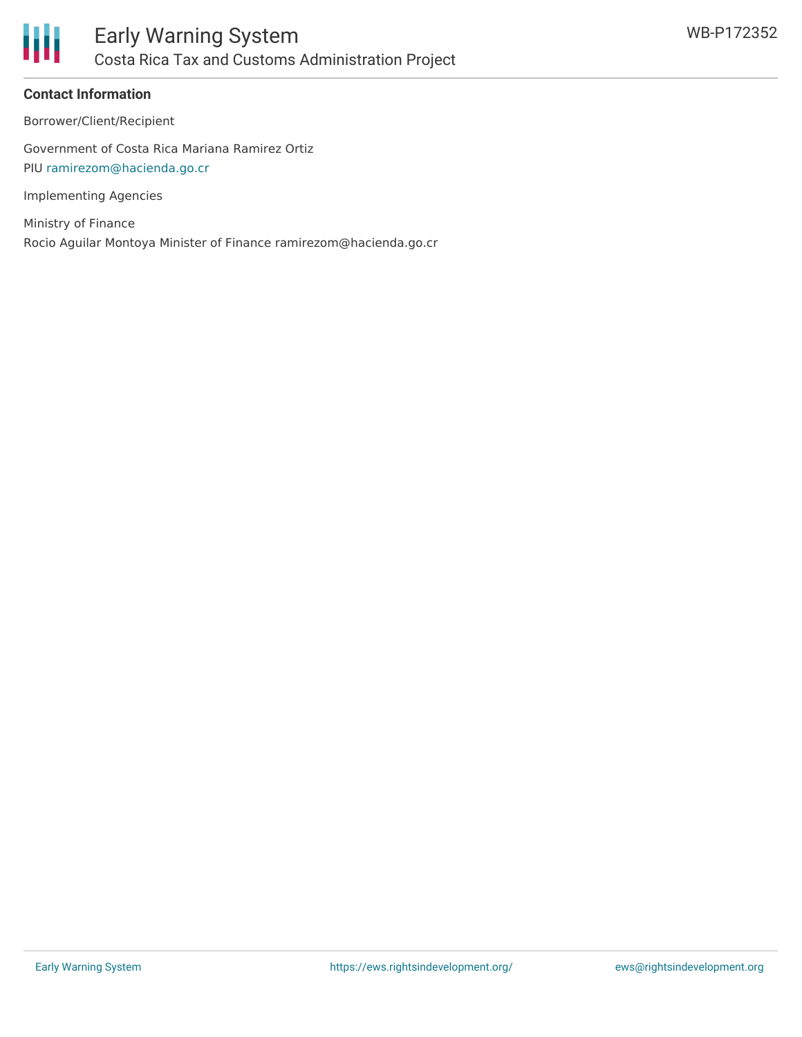**Contact Information**

Borrower/Client/Recipient

Government of Costa Rica Mariana Ramirez Ortiz
PIU ramirezom@hacienda.go.cr

Implementing Agencies

Ministry of Finance
Rocio Aguilar Montoya Minister of Finance ramirezom@hacienda.go.cr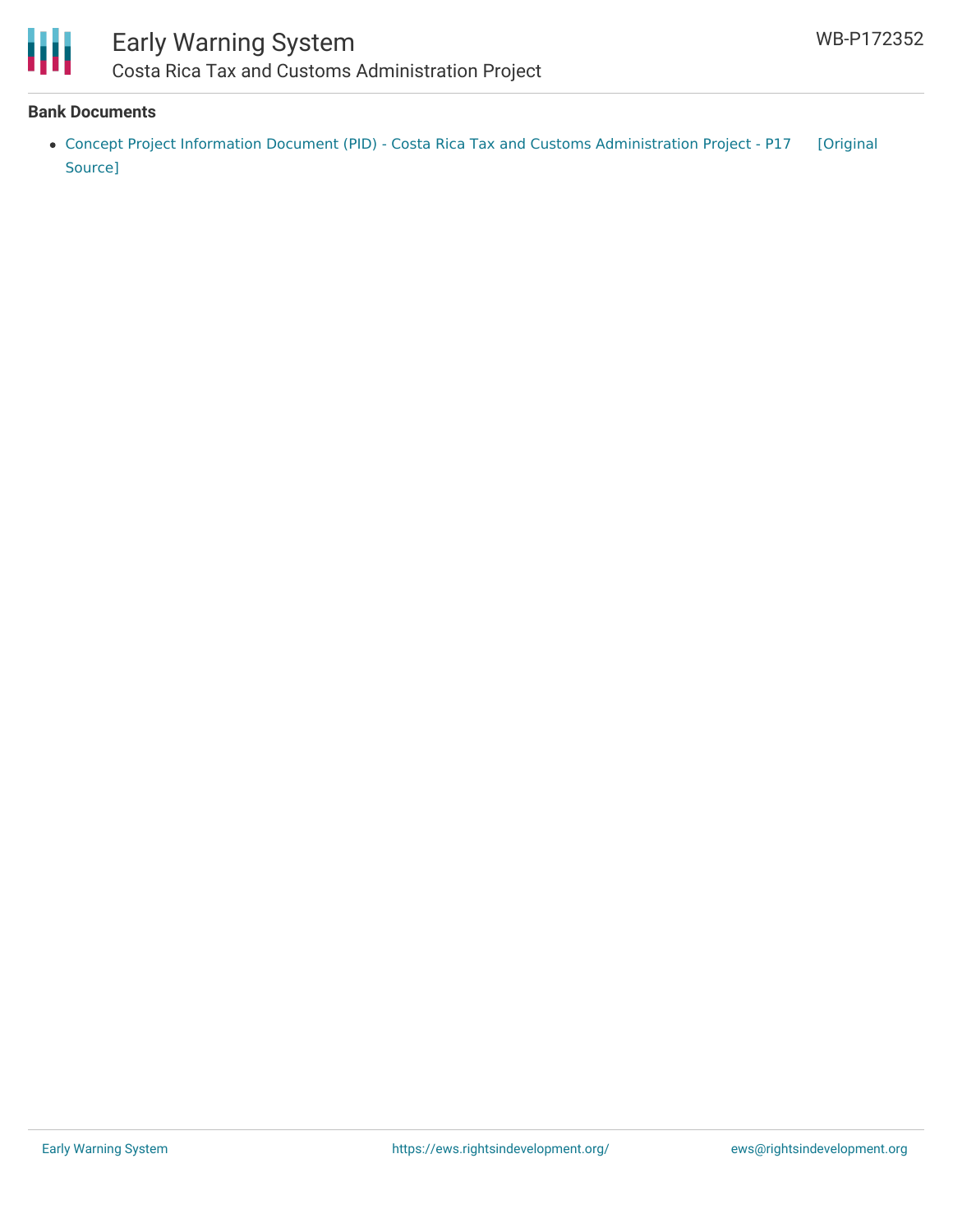**Bank Documents**

- Concept Project Information Document (PID) - Costa Rica Tax and Customs Administration Project - P17 [Original Source]